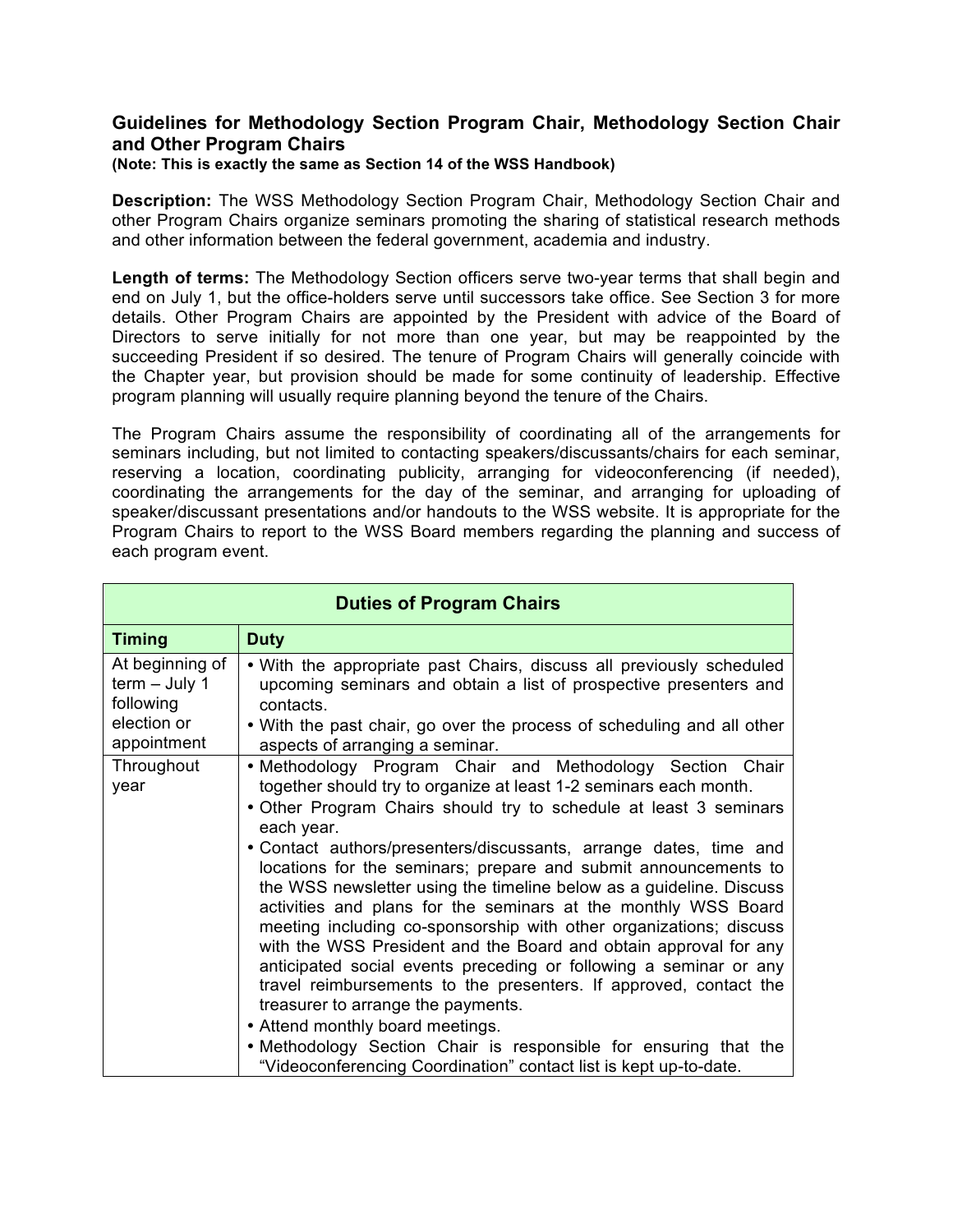# Guidelines for Methodology Section Program Chair, Methodology Section Chair and Other Program Chairs

**(Note: This is exactly the same as Section 14 of the WSS Handbook)**

**Description:** The WSS Methodology Section Program Chair, Methodology Section Chair and other Program Chairs organize seminars promoting the sharing of statistical research methods and other information between the federal government, academia and industry.

**Length of terms:** The Methodology Section officers serve two-year terms that shall begin and end on July 1, but the office-holders serve until successors take office. See Section 3 for more details. Other Program Chairs are appointed by the President with advice of the Board of Directors to serve initially for not more than one year, but may be reappointed by the succeeding President if so desired. The tenure of Program Chairs will generally coincide with the Chapter year, but provision should be made for some continuity of leadership. Effective program planning will usually require planning beyond the tenure of the Chairs.

The Program Chairs assume the responsibility of coordinating all of the arrangements for seminars including, but not limited to contacting speakers/discussants/chairs for each seminar, reserving a location, coordinating publicity, arranging for videoconferencing (if needed), coordinating the arrangements for the day of the seminar, and arranging for uploading of speaker/discussant presentations and/or handouts to the WSS website. It is appropriate for the Program Chairs to report to the WSS Board members regarding the planning and success of each program event.

| Duties of Program Chairs | |
|---|---|
| **Timing** | **Duty** |
| At beginning of term – July 1 following election or appointment | • With the appropriate past Chairs, discuss all previously scheduled upcoming seminars and obtain a list of prospective presenters and contacts.<br>• With the past chair, go over the process of scheduling and all other aspects of arranging a seminar. |
| Throughout year | • Methodology Program Chair and Methodology Section Chair together should try to organize at least 1-2 seminars each month.<br>• Other Program Chairs should try to schedule at least 3 seminars each year.<br>• Contact authors/presenters/discussants, arrange dates, time and locations for the seminars; prepare and submit announcements to the WSS newsletter using the timeline below as a guideline. Discuss activities and plans for the seminars at the monthly WSS Board meeting including co-sponsorship with other organizations; discuss with the WSS President and the Board and obtain approval for any anticipated social events preceding or following a seminar or any travel reimbursements to the presenters. If approved, contact the treasurer to arrange the payments.<br>• Attend monthly board meetings.<br>• Methodology Section Chair is responsible for ensuring that the "Videoconferencing Coordination" contact list is kept up-to-date. |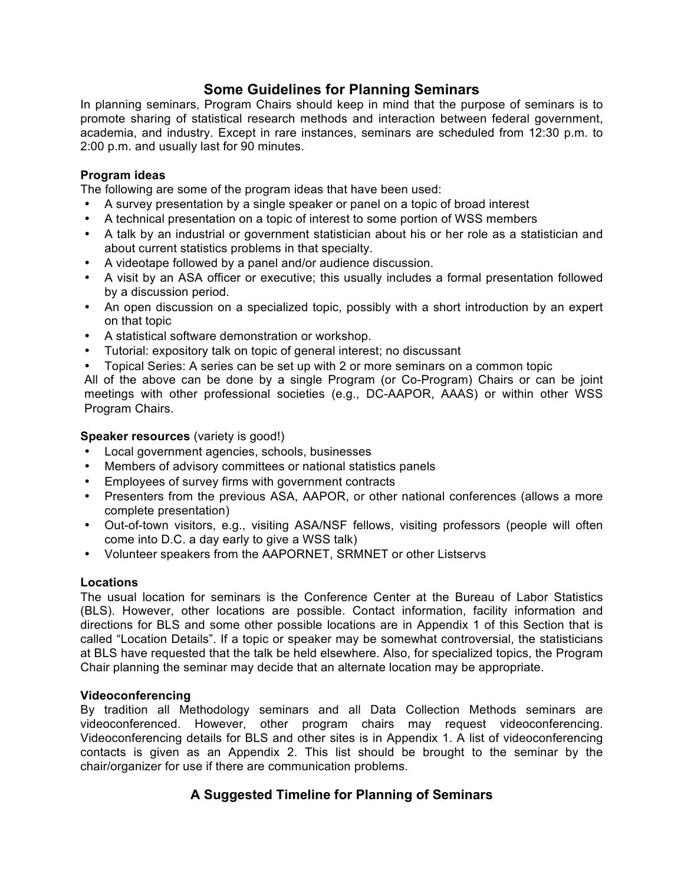## Some Guidelines for Planning Seminars

In planning seminars, Program Chairs should keep in mind that the purpose of seminars is to promote sharing of statistical research methods and interaction between federal government, academia, and industry. Except in rare instances, seminars are scheduled from 12:30 p.m. to 2:00 p.m. and usually last for 90 minutes.

**Program ideas**

The following are some of the program ideas that have been used:

- A survey presentation by a single speaker or panel on a topic of broad interest
- A technical presentation on a topic of interest to some portion of WSS members
- A talk by an industrial or government statistician about his or her role as a statistician and about current statistics problems in that specialty.
- A videotape followed by a panel and/or audience discussion.
- A visit by an ASA officer or executive; this usually includes a formal presentation followed by a discussion period.
- An open discussion on a specialized topic, possibly with a short introduction by an expert on that topic
- A statistical software demonstration or workshop.
- Tutorial: expository talk on topic of general interest; no discussant
- Topical Series: A series can be set up with 2 or more seminars on a common topic

All of the above can be done by a single Program (or Co-Program) Chairs or can be joint meetings with other professional societies (e.g., DC-AAPOR, AAAS) or within other WSS Program Chairs.

**Speaker resources** (variety is good!)

- Local government agencies, schools, businesses
- Members of advisory committees or national statistics panels
- Employees of survey firms with government contracts
- Presenters from the previous ASA, AAPOR, or other national conferences (allows a more complete presentation)
- Out-of-town visitors, e.g., visiting ASA/NSF fellows, visiting professors (people will often come into D.C. a day early to give a WSS talk)
- Volunteer speakers from the AAPORNET, SRMNET or other Listservs

**Locations**

The usual location for seminars is the Conference Center at the Bureau of Labor Statistics (BLS). However, other locations are possible. Contact information, facility information and directions for BLS and some other possible locations are in Appendix 1 of this Section that is called "Location Details". If a topic or speaker may be somewhat controversial, the statisticians at BLS have requested that the talk be held elsewhere. Also, for specialized topics, the Program Chair planning the seminar may decide that an alternate location may be appropriate.

**Videoconferencing**

By tradition all Methodology seminars and all Data Collection Methods seminars are videoconferenced. However, other program chairs may request videoconferencing. Videoconferencing details for BLS and other sites is in Appendix 1. A list of videoconferencing contacts is given as an Appendix 2. This list should be brought to the seminar by the chair/organizer for use if there are communication problems.

## A Suggested Timeline for Planning of Seminars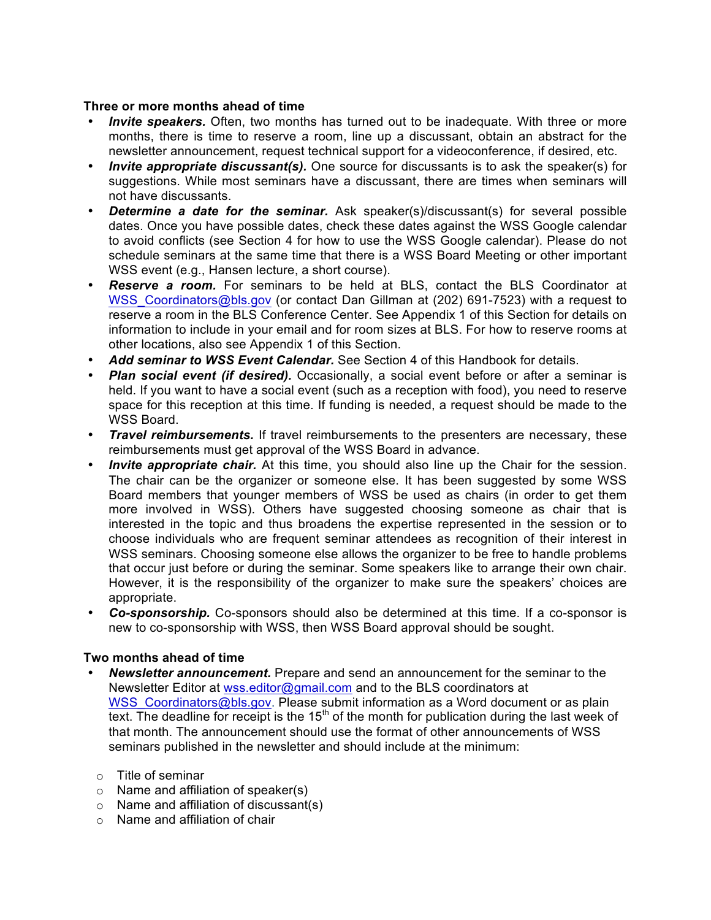**Three or more months ahead of time**

- ***Invite speakers.*** Often, two months has turned out to be inadequate. With three or more months, there is time to reserve a room, line up a discussant, obtain an abstract for the newsletter announcement, request technical support for a videoconference, if desired, etc.
- ***Invite appropriate discussant(s).*** One source for discussants is to ask the speaker(s) for suggestions. While most seminars have a discussant, there are times when seminars will not have discussants.
- ***Determine a date for the seminar.*** Ask speaker(s)/discussant(s) for several possible dates. Once you have possible dates, check these dates against the WSS Google calendar to avoid conflicts (see Section 4 for how to use the WSS Google calendar). Please do not schedule seminars at the same time that there is a WSS Board Meeting or other important WSS event (e.g., Hansen lecture, a short course).
- ***Reserve a room.*** For seminars to be held at BLS, contact the BLS Coordinator at [WSS_Coordinators@bls.gov](mailto:WSS_Coordinators@bls.gov) (or contact Dan Gillman at (202) 691-7523) with a request to reserve a room in the BLS Conference Center. See Appendix 1 of this Section for details on information to include in your email and for room sizes at BLS. For how to reserve rooms at other locations, also see Appendix 1 of this Section.
- ***Add seminar to WSS Event Calendar.*** See Section 4 of this Handbook for details.
- ***Plan social event (if desired).*** Occasionally, a social event before or after a seminar is held. If you want to have a social event (such as a reception with food), you need to reserve space for this reception at this time. If funding is needed, a request should be made to the WSS Board.
- ***Travel reimbursements.*** If travel reimbursements to the presenters are necessary, these reimbursements must get approval of the WSS Board in advance.
- ***Invite appropriate chair.*** At this time, you should also line up the Chair for the session. The chair can be the organizer or someone else. It has been suggested by some WSS Board members that younger members of WSS be used as chairs (in order to get them more involved in WSS). Others have suggested choosing someone as chair that is interested in the topic and thus broadens the expertise represented in the session or to choose individuals who are frequent seminar attendees as recognition of their interest in WSS seminars. Choosing someone else allows the organizer to be free to handle problems that occur just before or during the seminar. Some speakers like to arrange their own chair. However, it is the responsibility of the organizer to make sure the speakers' choices are appropriate.
- ***Co-sponsorship.*** Co-sponsors should also be determined at this time. If a co-sponsor is new to co-sponsorship with WSS, then WSS Board approval should be sought.

**Two months ahead of time**

- ***Newsletter announcement.*** Prepare and send an announcement for the seminar to the Newsletter Editor at [wss.editor@gmail.com](mailto:wss.editor@gmail.com) and to the BLS coordinators at [WSS_Coordinators@bls.gov](mailto:WSS_Coordinators@bls.gov). Please submit information as a Word document or as plain text. The deadline for receipt is the 15th of the month for publication during the last week of that month. The announcement should use the format of other announcements of WSS seminars published in the newsletter and should include at the minimum:
    - Title of seminar
    - Name and affiliation of speaker(s)
    - Name and affiliation of discussant(s)
    - Name and affiliation of chair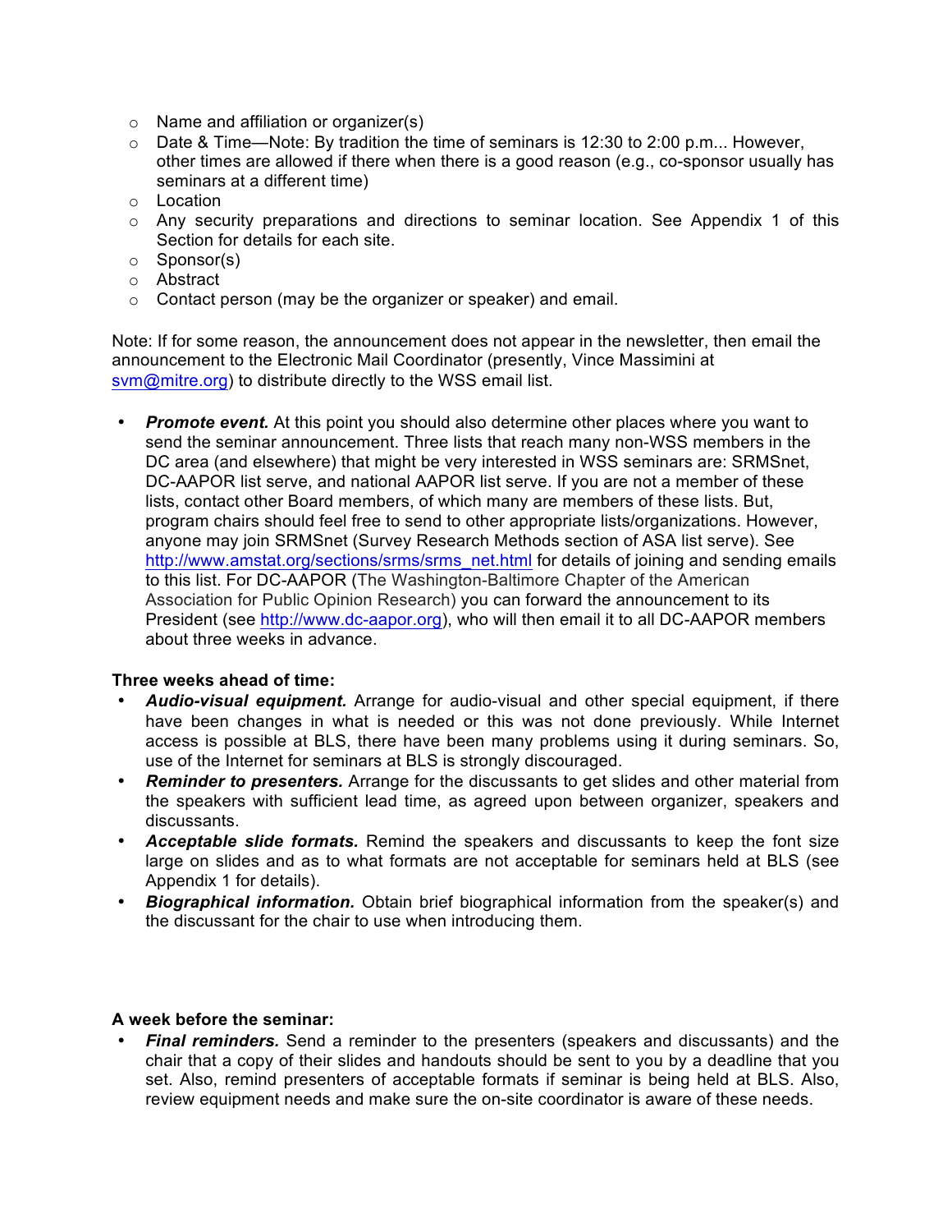- Name and affiliation or organizer(s)
- Date & Time—Note: By tradition the time of seminars is 12:30 to 2:00 p.m... However, other times are allowed if there when there is a good reason (e.g., co-sponsor usually has seminars at a different time)
- Location
- Any security preparations and directions to seminar location. See Appendix 1 of this Section for details for each site.
- Sponsor(s)
- Abstract
- Contact person (may be the organizer or speaker) and email.

Note: If for some reason, the announcement does not appear in the newsletter, then email the announcement to the Electronic Mail Coordinator (presently, Vince Massimini at svm@mitre.org) to distribute directly to the WSS email list.

- ***Promote event.*** At this point you should also determine other places where you want to send the seminar announcement. Three lists that reach many non-WSS members in the DC area (and elsewhere) that might be very interested in WSS seminars are: SRMSnet, DC-AAPOR list serve, and national AAPOR list serve. If you are not a member of these lists, contact other Board members, of which many are members of these lists. But, program chairs should feel free to send to other appropriate lists/organizations. However, anyone may join SRMSnet (Survey Research Methods section of ASA list serve). See http://www.amstat.org/sections/srms/srms_net.html for details of joining and sending emails to this list. For DC-AAPOR (The Washington-Baltimore Chapter of the American Association for Public Opinion Research) you can forward the announcement to its President (see http://www.dc-aapor.org), who will then email it to all DC-AAPOR members about three weeks in advance.

**Three weeks ahead of time:**

- ***Audio-visual equipment.*** Arrange for audio-visual and other special equipment, if there have been changes in what is needed or this was not done previously. While Internet access is possible at BLS, there have been many problems using it during seminars. So, use of the Internet for seminars at BLS is strongly discouraged.
- ***Reminder to presenters.*** Arrange for the discussants to get slides and other material from the speakers with sufficient lead time, as agreed upon between organizer, speakers and discussants.
- ***Acceptable slide formats.*** Remind the speakers and discussants to keep the font size large on slides and as to what formats are not acceptable for seminars held at BLS (see Appendix 1 for details).
- ***Biographical information.*** Obtain brief biographical information from the speaker(s) and the discussant for the chair to use when introducing them.

**A week before the seminar:**

- ***Final reminders.*** Send a reminder to the presenters (speakers and discussants) and the chair that a copy of their slides and handouts should be sent to you by a deadline that you set. Also, remind presenters of acceptable formats if seminar is being held at BLS. Also, review equipment needs and make sure the on-site coordinator is aware of these needs.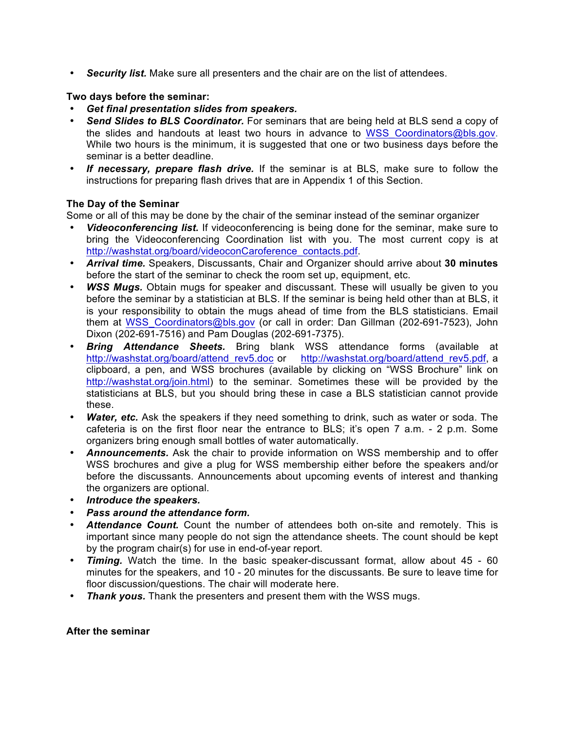- ***Security list.*** Make sure all presenters and the chair are on the list of attendees.

**Two days before the seminar:**

- ***Get final presentation slides from speakers.***
- ***Send Slides to BLS Coordinator.*** For seminars that are being held at BLS send a copy of the slides and handouts at least two hours in advance to WSS_Coordinators@bls.gov. While two hours is the minimum, it is suggested that one or two business days before the seminar is a better deadline.
- ***If necessary, prepare flash drive.*** If the seminar is at BLS, make sure to follow the instructions for preparing flash drives that are in Appendix 1 of this Section.

**The Day of the Seminar**

Some or all of this may be done by the chair of the seminar instead of the seminar organizer

- ***Videoconferencing list.*** If videoconferencing is being done for the seminar, make sure to bring the Videoconferencing Coordination list with you. The most current copy is at http://washstat.org/board/videoconCaroference_contacts.pdf.
- ***Arrival time.*** Speakers, Discussants, Chair and Organizer should arrive about **30 minutes** before the start of the seminar to check the room set up, equipment, etc.
- ***WSS Mugs.*** Obtain mugs for speaker and discussant. These will usually be given to you before the seminar by a statistician at BLS. If the seminar is being held other than at BLS, it is your responsibility to obtain the mugs ahead of time from the BLS statisticians. Email them at WSS_Coordinators@bls.gov (or call in order: Dan Gillman (202-691-7523), John Dixon (202-691-7516) and Pam Douglas (202-691-7375).
- ***Bring Attendance Sheets.*** Bring blank WSS attendance forms (available at http://washstat.org/board/attend_rev5.doc or http://washstat.org/board/attend_rev5.pdf, a clipboard, a pen, and WSS brochures (available by clicking on "WSS Brochure" link on http://washstat.org/join.html) to the seminar. Sometimes these will be provided by the statisticians at BLS, but you should bring these in case a BLS statistician cannot provide these.
- ***Water, etc.*** Ask the speakers if they need something to drink, such as water or soda. The cafeteria is on the first floor near the entrance to BLS; it's open 7 a.m. - 2 p.m. Some organizers bring enough small bottles of water automatically.
- ***Announcements.*** Ask the chair to provide information on WSS membership and to offer WSS brochures and give a plug for WSS membership either before the speakers and/or before the discussants. Announcements about upcoming events of interest and thanking the organizers are optional.
- ***Introduce the speakers.***
- ***Pass around the attendance form.***
- ***Attendance Count.*** Count the number of attendees both on-site and remotely. This is important since many people do not sign the attendance sheets. The count should be kept by the program chair(s) for use in end-of-year report.
- ***Timing.*** Watch the time. In the basic speaker-discussant format, allow about 45 - 60 minutes for the speakers, and 10 - 20 minutes for the discussants. Be sure to leave time for floor discussion/questions. The chair will moderate here.
- ***Thank yous.*** Thank the presenters and present them with the WSS mugs.

**After the seminar**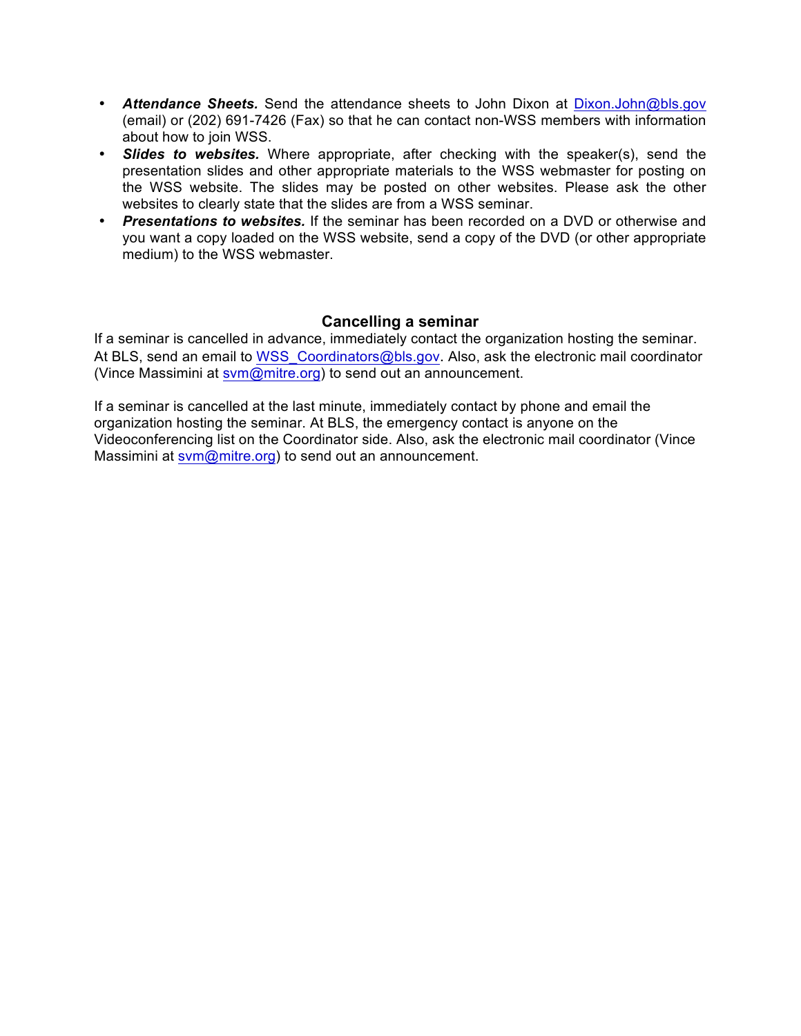- ***Attendance Sheets.*** Send the attendance sheets to John Dixon at Dixon.John@bls.gov (email) or (202) 691-7426 (Fax) so that he can contact non-WSS members with information about how to join WSS.
- ***Slides to websites.*** Where appropriate, after checking with the speaker(s), send the presentation slides and other appropriate materials to the WSS webmaster for posting on the WSS website. The slides may be posted on other websites. Please ask the other websites to clearly state that the slides are from a WSS seminar.
- ***Presentations to websites.*** If the seminar has been recorded on a DVD or otherwise and you want a copy loaded on the WSS website, send a copy of the DVD (or other appropriate medium) to the WSS webmaster.

## Cancelling a seminar

If a seminar is cancelled in advance, immediately contact the organization hosting the seminar. At BLS, send an email to WSS_Coordinators@bls.gov. Also, ask the electronic mail coordinator (Vince Massimini at svm@mitre.org) to send out an announcement.

If a seminar is cancelled at the last minute, immediately contact by phone and email the organization hosting the seminar. At BLS, the emergency contact is anyone on the Videoconferencing list on the Coordinator side. Also, ask the electronic mail coordinator (Vince Massimini at svm@mitre.org) to send out an announcement.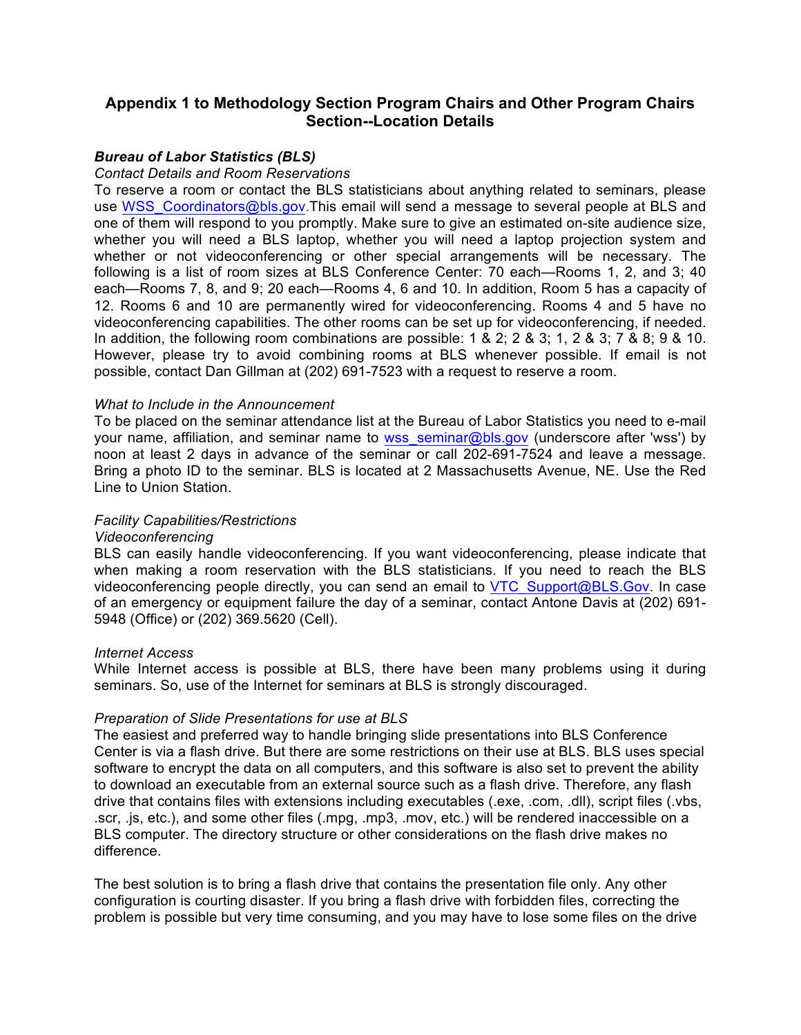## Appendix 1 to Methodology Section Program Chairs and Other Program Chairs Section--Location Details

### *Bureau of Labor Statistics (BLS)*

*Contact Details and Room Reservations*

To reserve a room or contact the BLS statisticians about anything related to seminars, please use WSS_Coordinators@bls.gov.This email will send a message to several people at BLS and one of them will respond to you promptly. Make sure to give an estimated on-site audience size, whether you will need a BLS laptop, whether you will need a laptop projection system and whether or not videoconferencing or other special arrangements will be necessary. The following is a list of room sizes at BLS Conference Center: 70 each—Rooms 1, 2, and 3; 40 each—Rooms 7, 8, and 9; 20 each—Rooms 4, 6 and 10. In addition, Room 5 has a capacity of 12. Rooms 6 and 10 are permanently wired for videoconferencing. Rooms 4 and 5 have no videoconferencing capabilities. The other rooms can be set up for videoconferencing, if needed. In addition, the following room combinations are possible: 1 & 2; 2 & 3; 1, 2 & 3; 7 & 8; 9 & 10. However, please try to avoid combining rooms at BLS whenever possible. If email is not possible, contact Dan Gillman at (202) 691-7523 with a request to reserve a room.

*What to Include in the Announcement*

To be placed on the seminar attendance list at the Bureau of Labor Statistics you need to e-mail your name, affiliation, and seminar name to wss_seminar@bls.gov (underscore after 'wss') by noon at least 2 days in advance of the seminar or call 202-691-7524 and leave a message. Bring a photo ID to the seminar. BLS is located at 2 Massachusetts Avenue, NE. Use the Red Line to Union Station.

*Facility Capabilities/Restrictions*

*Videoconferencing*

BLS can easily handle videoconferencing. If you want videoconferencing, please indicate that when making a room reservation with the BLS statisticians. If you need to reach the BLS videoconferencing people directly, you can send an email to VTC_Support@BLS.Gov. In case of an emergency or equipment failure the day of a seminar, contact Antone Davis at (202) 691-5948 (Office) or (202) 369.5620 (Cell).

*Internet Access*

While Internet access is possible at BLS, there have been many problems using it during seminars. So, use of the Internet for seminars at BLS is strongly discouraged.

*Preparation of Slide Presentations for use at BLS*

The easiest and preferred way to handle bringing slide presentations into BLS Conference Center is via a flash drive. But there are some restrictions on their use at BLS. BLS uses special software to encrypt the data on all computers, and this software is also set to prevent the ability to download an executable from an external source such as a flash drive. Therefore, any flash drive that contains files with extensions including executables (.exe, .com, .dll), script files (.vbs, .scr, .js, etc.), and some other files (.mpg, .mp3, .mov, etc.) will be rendered inaccessible on a BLS computer. The directory structure or other considerations on the flash drive makes no difference.

The best solution is to bring a flash drive that contains the presentation file only. Any other configuration is courting disaster. If you bring a flash drive with forbidden files, correcting the problem is possible but very time consuming, and you may have to lose some files on the drive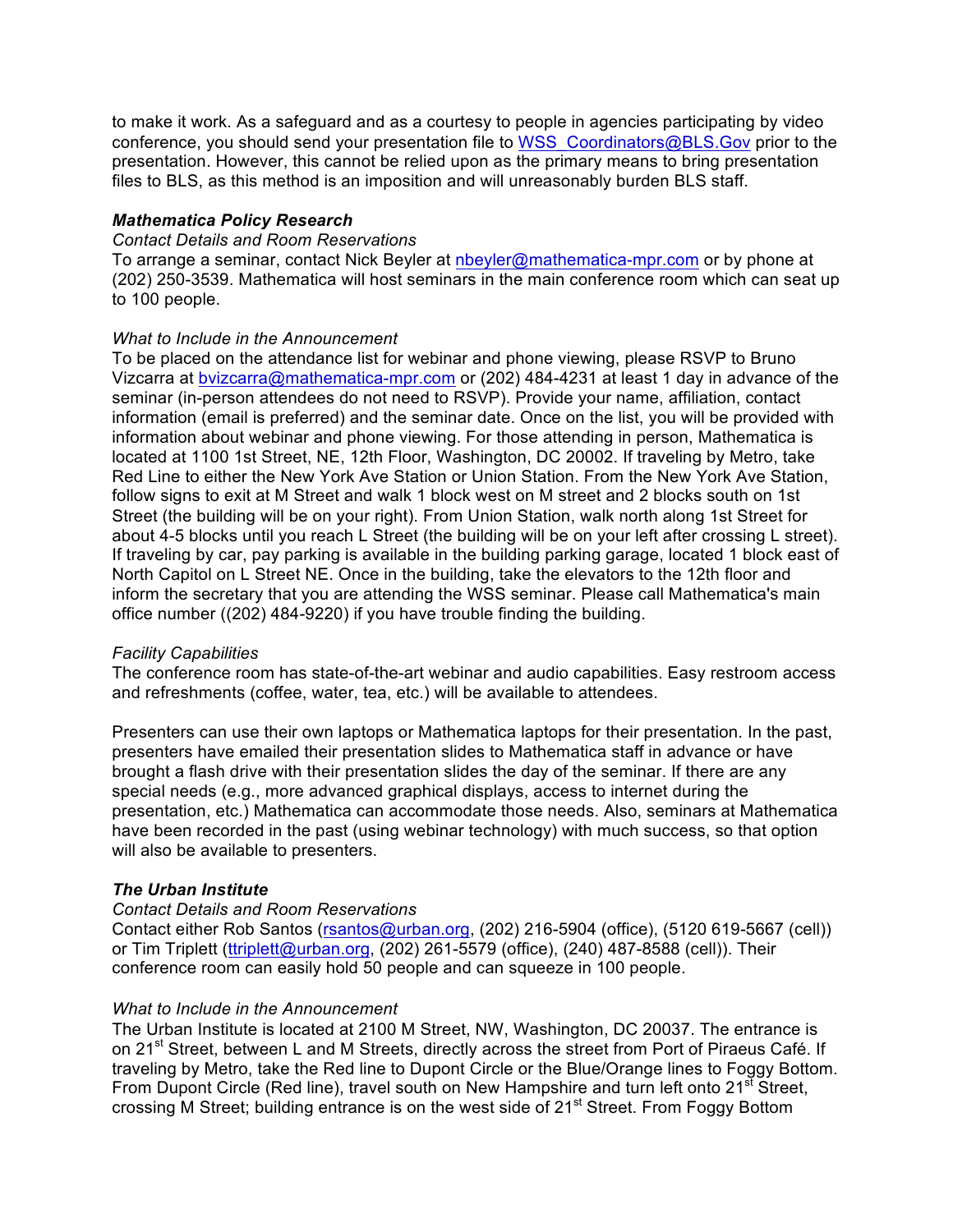to make it work. As a safeguard and as a courtesy to people in agencies participating by video conference, you should send your presentation file to WSS_Coordinators@BLS.Gov prior to the presentation. However, this cannot be relied upon as the primary means to bring presentation files to BLS, as this method is an imposition and will unreasonably burden BLS staff.

***Mathematica Policy Research***

*Contact Details and Room Reservations*

To arrange a seminar, contact Nick Beyler at nbeyler@mathematica-mpr.com or by phone at (202) 250-3539. Mathematica will host seminars in the main conference room which can seat up to 100 people.

*What to Include in the Announcement*

To be placed on the attendance list for webinar and phone viewing, please RSVP to Bruno Vizcarra at bvizcarra@mathematica-mpr.com or (202) 484-4231 at least 1 day in advance of the seminar (in-person attendees do not need to RSVP). Provide your name, affiliation, contact information (email is preferred) and the seminar date. Once on the list, you will be provided with information about webinar and phone viewing. For those attending in person, Mathematica is located at 1100 1st Street, NE, 12th Floor, Washington, DC 20002. If traveling by Metro, take Red Line to either the New York Ave Station or Union Station. From the New York Ave Station, follow signs to exit at M Street and walk 1 block west on M street and 2 blocks south on 1st Street (the building will be on your right). From Union Station, walk north along 1st Street for about 4-5 blocks until you reach L Street (the building will be on your left after crossing L street). If traveling by car, pay parking is available in the building parking garage, located 1 block east of North Capitol on L Street NE. Once in the building, take the elevators to the 12th floor and inform the secretary that you are attending the WSS seminar. Please call Mathematica's main office number ((202) 484-9220) if you have trouble finding the building.

*Facility Capabilities*

The conference room has state-of-the-art webinar and audio capabilities. Easy restroom access and refreshments (coffee, water, tea, etc.) will be available to attendees.

Presenters can use their own laptops or Mathematica laptops for their presentation. In the past, presenters have emailed their presentation slides to Mathematica staff in advance or have brought a flash drive with their presentation slides the day of the seminar. If there are any special needs (e.g., more advanced graphical displays, access to internet during the presentation, etc.) Mathematica can accommodate those needs. Also, seminars at Mathematica have been recorded in the past (using webinar technology) with much success, so that option will also be available to presenters.

***The Urban Institute***

*Contact Details and Room Reservations*

Contact either Rob Santos (rsantos@urban.org, (202) 216-5904 (office), (5120 619-5667 (cell)) or Tim Triplett (ttriplett@urban.org, (202) 261-5579 (office), (240) 487-8588 (cell)). Their conference room can easily hold 50 people and can squeeze in 100 people.

*What to Include in the Announcement*

The Urban Institute is located at 2100 M Street, NW, Washington, DC 20037. The entrance is on 21st Street, between L and M Streets, directly across the street from Port of Piraeus Café. If traveling by Metro, take the Red line to Dupont Circle or the Blue/Orange lines to Foggy Bottom. From Dupont Circle (Red line), travel south on New Hampshire and turn left onto 21st Street, crossing M Street; building entrance is on the west side of 21st Street. From Foggy Bottom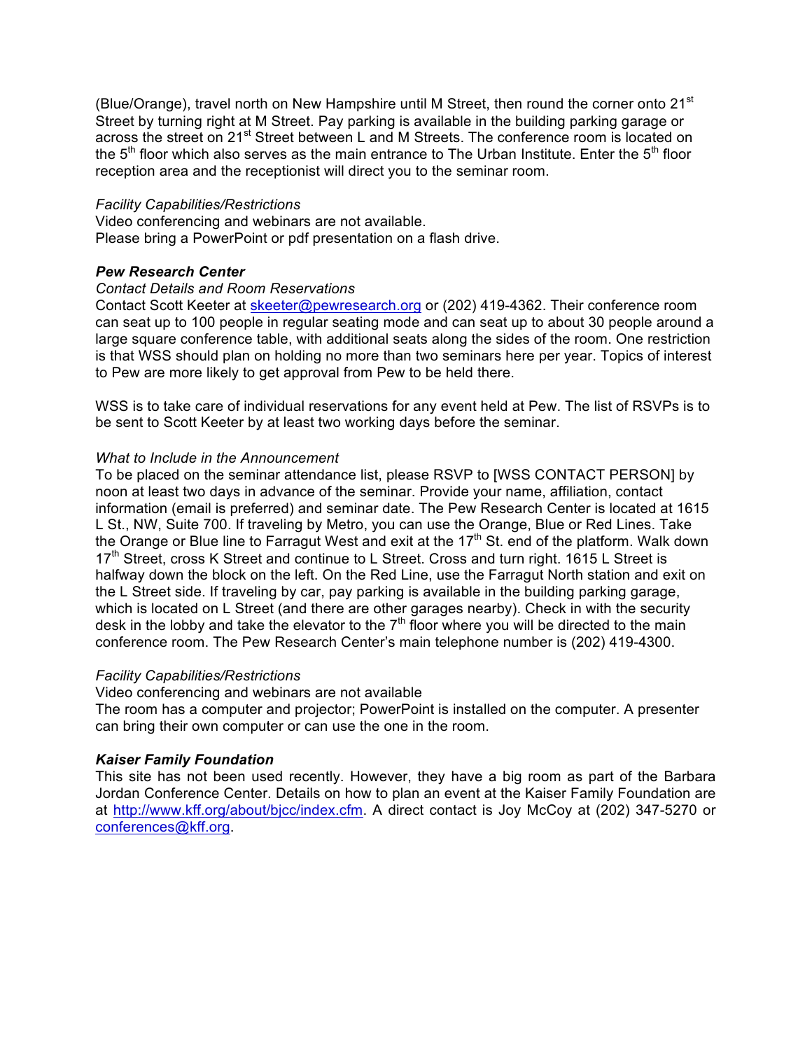(Blue/Orange), travel north on New Hampshire until M Street, then round the corner onto 21st Street by turning right at M Street. Pay parking is available in the building parking garage or across the street on 21st Street between L and M Streets. The conference room is located on the 5th floor which also serves as the main entrance to The Urban Institute. Enter the 5th floor reception area and the receptionist will direct you to the seminar room.

*Facility Capabilities/Restrictions*

Video conferencing and webinars are not available.
Please bring a PowerPoint or pdf presentation on a flash drive.

***Pew Research Center***

*Contact Details and Room Reservations*

Contact Scott Keeter at skeeter@pewresearch.org or (202) 419-4362. Their conference room can seat up to 100 people in regular seating mode and can seat up to about 30 people around a large square conference table, with additional seats along the sides of the room. One restriction is that WSS should plan on holding no more than two seminars here per year. Topics of interest to Pew are more likely to get approval from Pew to be held there.

WSS is to take care of individual reservations for any event held at Pew. The list of RSVPs is to be sent to Scott Keeter by at least two working days before the seminar.

*What to Include in the Announcement*

To be placed on the seminar attendance list, please RSVP to [WSS CONTACT PERSON] by noon at least two days in advance of the seminar. Provide your name, affiliation, contact information (email is preferred) and seminar date. The Pew Research Center is located at 1615 L St., NW, Suite 700. If traveling by Metro, you can use the Orange, Blue or Red Lines. Take the Orange or Blue line to Farragut West and exit at the 17th St. end of the platform. Walk down 17th Street, cross K Street and continue to L Street. Cross and turn right. 1615 L Street is halfway down the block on the left. On the Red Line, use the Farragut North station and exit on the L Street side. If traveling by car, pay parking is available in the building parking garage, which is located on L Street (and there are other garages nearby). Check in with the security desk in the lobby and take the elevator to the 7th floor where you will be directed to the main conference room. The Pew Research Center's main telephone number is (202) 419-4300.

*Facility Capabilities/Restrictions*

Video conferencing and webinars are not available
The room has a computer and projector; PowerPoint is installed on the computer. A presenter can bring their own computer or can use the one in the room.

***Kaiser Family Foundation***

This site has not been used recently. However, they have a big room as part of the Barbara Jordan Conference Center. Details on how to plan an event at the Kaiser Family Foundation are at http://www.kff.org/about/bjcc/index.cfm. A direct contact is Joy McCoy at (202) 347-5270 or conferences@kff.org.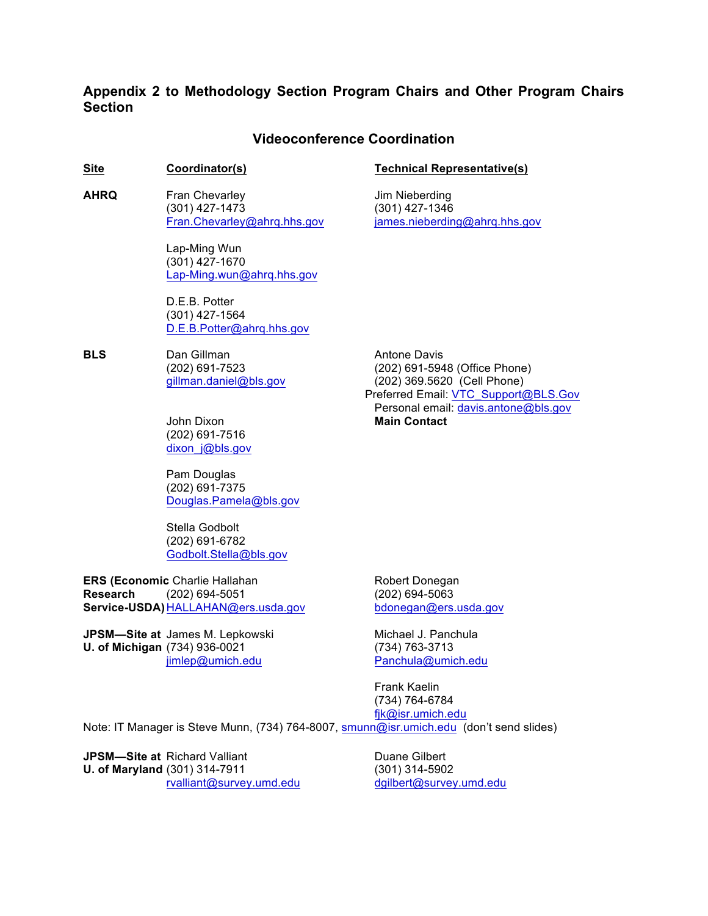## Appendix 2 to Methodology Section Program Chairs and Other Program Chairs Section

### Videoconference Coordination

| Site | Coordinator(s) | Technical Representative(s) |
|---|---|---|
| **AHRQ** | Fran Chevarley<br>(301) 427-1473<br>Fran.Chevarley@ahrq.hhs.gov<br><br>Lap-Ming Wun<br>(301) 427-1670<br>Lap-Ming.wun@ahrq.hhs.gov<br><br>D.E.B. Potter<br>(301) 427-1564<br>D.E.B.Potter@ahrq.hhs.gov | Jim Nieberding<br>(301) 427-1346<br>james.nieberding@ahrq.hhs.gov |
| **BLS** | Dan Gillman<br>(202) 691-7523<br>gillman.daniel@bls.gov<br><br>John Dixon<br>(202) 691-7516<br>dixon_j@bls.gov<br><br>Pam Douglas<br>(202) 691-7375<br>Douglas.Pamela@bls.gov<br><br>Stella Godbolt<br>(202) 691-6782<br>Godbolt.Stella@bls.gov | Antone Davis<br>(202) 691-5948 (Office Phone)<br>(202) 369.5620 (Cell Phone)<br>Preferred Email: VTC_Support@BLS.Gov<br>Personal email: davis.antone@bls.gov<br>**Main Contact** |
| **ERS (Economic Research Service-USDA)** | Charlie Hallahan<br>(202) 694-5051<br>HALLAHAN@ers.usda.gov | Robert Donegan<br>(202) 694-5063<br>bdonegan@ers.usda.gov |
| **JPSM—Site at U. of Michigan** | James M. Lepkowski<br>(734) 936-0021<br>jimlep@umich.edu | Michael J. Panchula<br>(734) 763-3713<br>Panchula@umich.edu<br><br>Frank Kaelin<br>(734) 764-6784<br>fjk@isr.umich.edu |

Note: IT Manager is Steve Munn, (734) 764-8007, smunn@isr.umich.edu (don't send slides)

| Site | Coordinator(s) | Technical Representative(s) |
|---|---|---|
| **JPSM—Site at U. of Maryland** | Richard Valliant<br>(301) 314-7911<br>rvalliant@survey.umd.edu | Duane Gilbert<br>(301) 314-5902<br>dgilbert@survey.umd.edu |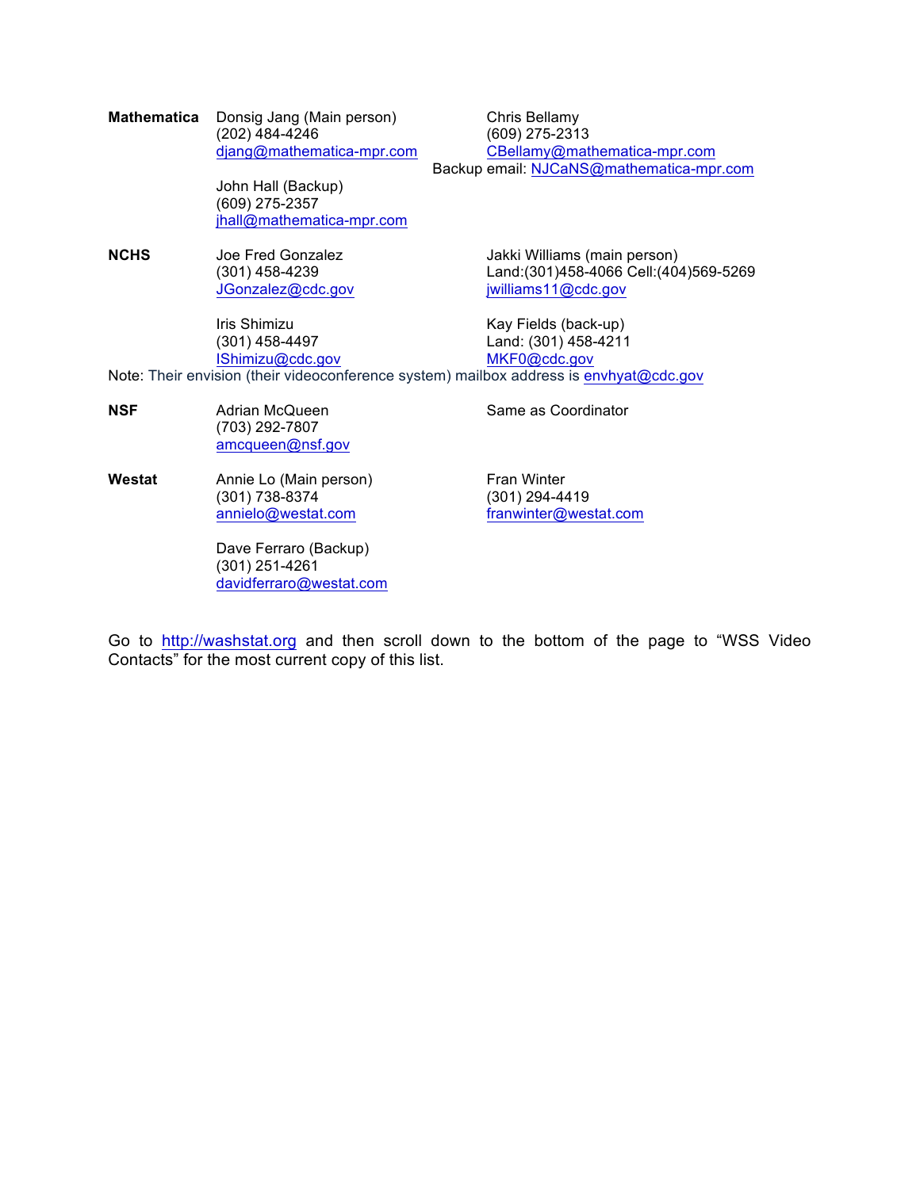| | | |
|---|---|---|
| **Mathematica** | Donsig Jang (Main person)<br>(202) 484-4246<br>djang@mathematica-mpr.com | Chris Bellamy<br>(609) 275-2313<br>CBellamy@mathematica-mpr.com<br>Backup email: NJCaNS@mathematica-mpr.com |
| | John Hall (Backup)<br>(609) 275-2357<br>jhall@mathematica-mpr.com | |
| **NCHS** | Joe Fred Gonzalez<br>(301) 458-4239<br>JGonzalez@cdc.gov | Jakki Williams (main person)<br>Land:(301)458-4066 Cell:(404)569-5269<br>jwilliams11@cdc.gov |
| | Iris Shimizu<br>(301) 458-4497<br>IShimizu@cdc.gov | Kay Fields (back-up)<br>Land: (301) 458-4211<br>MKF0@cdc.gov |

Note: Their envision (their videoconference system) mailbox address is envhyat@cdc.gov

| | | |
|---|---|---|
| **NSF** | Adrian McQueen<br>(703) 292-7807<br>amcqueen@nsf.gov | Same as Coordinator |
| **Westat** | Annie Lo (Main person)<br>(301) 738-8374<br>annielo@westat.com | Fran Winter<br>(301) 294-4419<br>franwinter@westat.com |
| | Dave Ferraro (Backup)<br>(301) 251-4261<br>davidferraro@westat.com | |

Go to http://washstat.org and then scroll down to the bottom of the page to "WSS Video Contacts" for the most current copy of this list.